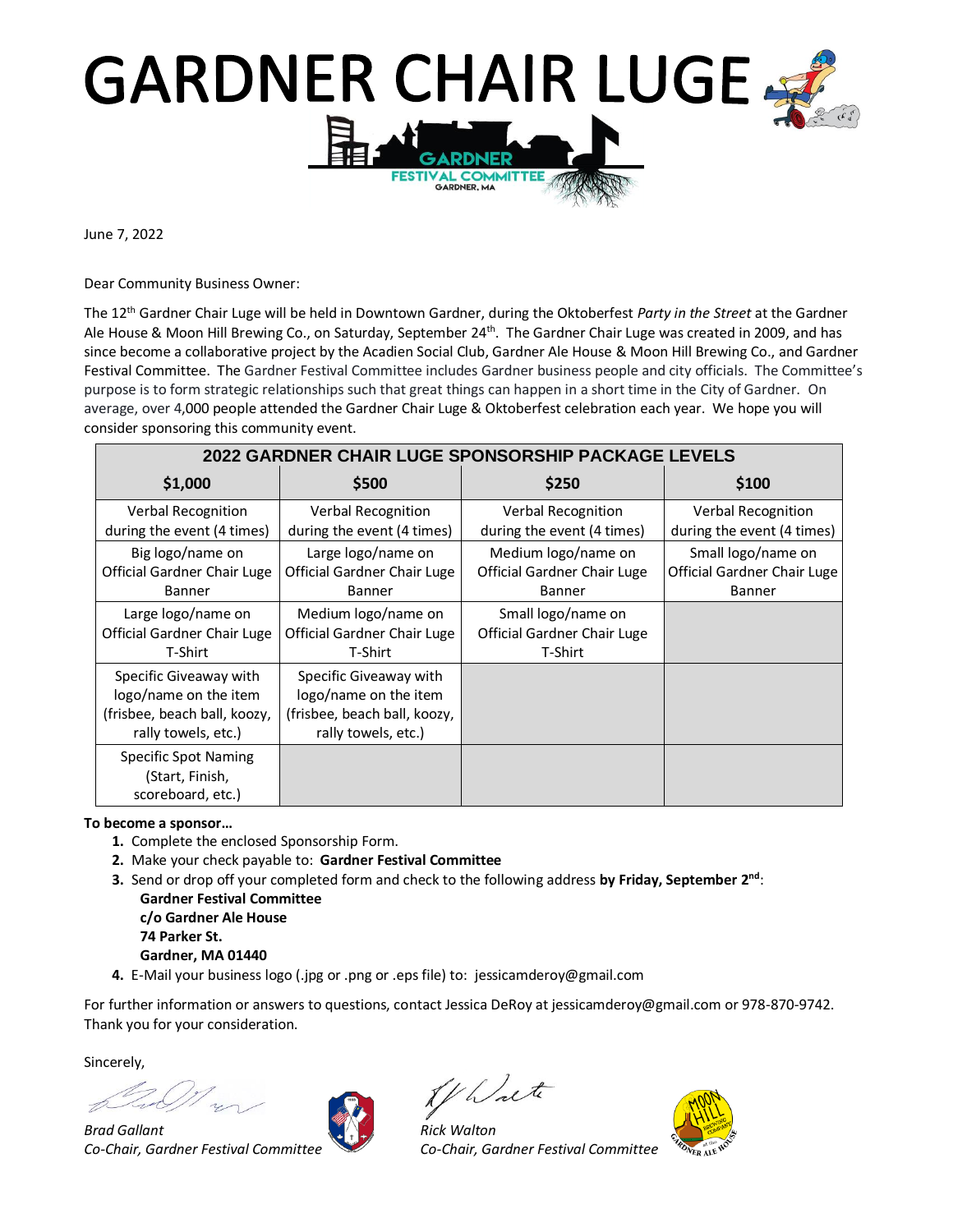# GARDNER CHAIR LUGE

GARDNER FESTIVAL COMMITTEE
GARDNER, MA

June 7, 2022

Dear Community Business Owner:

The 12th Gardner Chair Luge will be held in Downtown Gardner, during the Oktoberfest *Party in the Street* at the Gardner Ale House & Moon Hill Brewing Co., on Saturday, September 24th. The Gardner Chair Luge was created in 2009, and has since become a collaborative project by the Acadien Social Club, Gardner Ale House & Moon Hill Brewing Co., and Gardner Festival Committee. The Gardner Festival Committee includes Gardner business people and city officials. The Committee's purpose is to form strategic relationships such that great things can happen in a short time in the City of Gardner. On average, over 4,000 people attended the Gardner Chair Luge & Oktoberfest celebration each year. We hope you will consider sponsoring this community event.

| 2022 GARDNER CHAIR LUGE SPONSORSHIP PACKAGE LEVELS | | | |
|---|---|---|---|
| **$1,000** | **$500** | **$250** | **$100** |
| Verbal Recognition during the event (4 times) | Verbal Recognition during the event (4 times) | Verbal Recognition during the event (4 times) | Verbal Recognition during the event (4 times) |
| Big logo/name on Official Gardner Chair Luge Banner | Large logo/name on Official Gardner Chair Luge Banner | Medium logo/name on Official Gardner Chair Luge Banner | Small logo/name on Official Gardner Chair Luge Banner |
| Large logo/name on Official Gardner Chair Luge T-Shirt | Medium logo/name on Official Gardner Chair Luge T-Shirt | Small logo/name on Official Gardner Chair Luge T-Shirt | |
| Specific Giveaway with logo/name on the item (frisbee, beach ball, koozy, rally towels, etc.) | Specific Giveaway with logo/name on the item (frisbee, beach ball, koozy, rally towels, etc.) | | |
| Specific Spot Naming (Start, Finish, scoreboard, etc.) | | | |

**To become a sponsor…**

1. Complete the enclosed Sponsorship Form.
2. Make your check payable to: **Gardner Festival Committee**
3. Send or drop off your completed form and check to the following address **by Friday, September 2nd**:
   **Gardner Festival Committee**
   **c/o Gardner Ale House**
   **74 Parker St.**
   **Gardner, MA 01440**
4. E-Mail your business logo (.jpg or .png or .eps file) to: jessicamderoy@gmail.com

For further information or answers to questions, contact Jessica DeRoy at jessicamderoy@gmail.com or 978-870-9742. Thank you for your consideration.

Sincerely,

*Brad Gallant*
*Co-Chair, Gardner Festival Committee*

*Rick Walton*
*Co-Chair, Gardner Festival Committee*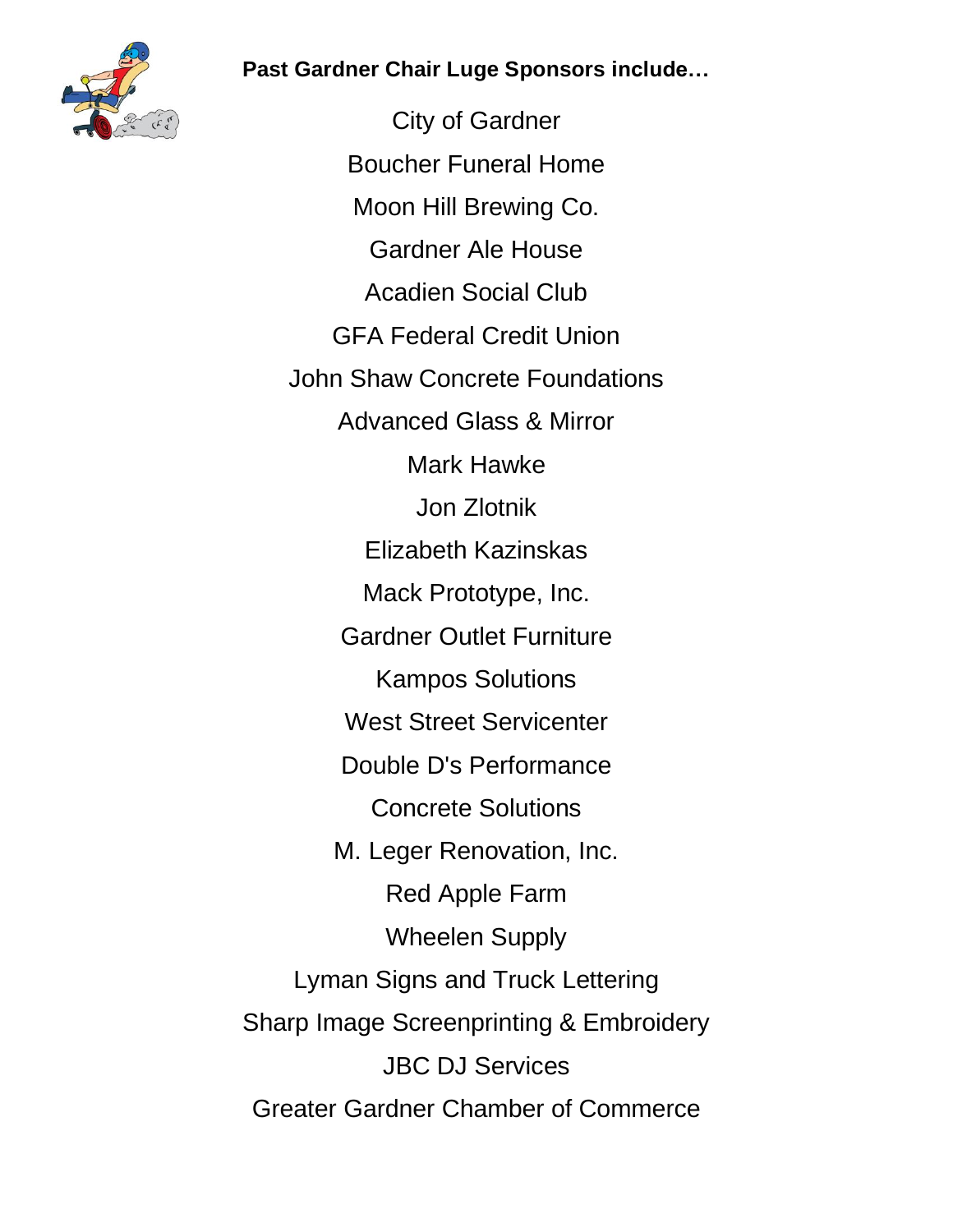**Past Gardner Chair Luge Sponsors include…**

City of Gardner

Boucher Funeral Home

Moon Hill Brewing Co.

Gardner Ale House

Acadien Social Club

GFA Federal Credit Union

John Shaw Concrete Foundations

Advanced Glass & Mirror

Mark Hawke

Jon Zlotnik

Elizabeth Kazinskas

Mack Prototype, Inc.

Gardner Outlet Furniture

Kampos Solutions

West Street Servicenter

Double D's Performance

Concrete Solutions

M. Leger Renovation, Inc.

Red Apple Farm

Wheelen Supply

Lyman Signs and Truck Lettering

Sharp Image Screenprinting & Embroidery

JBC DJ Services

Greater Gardner Chamber of Commerce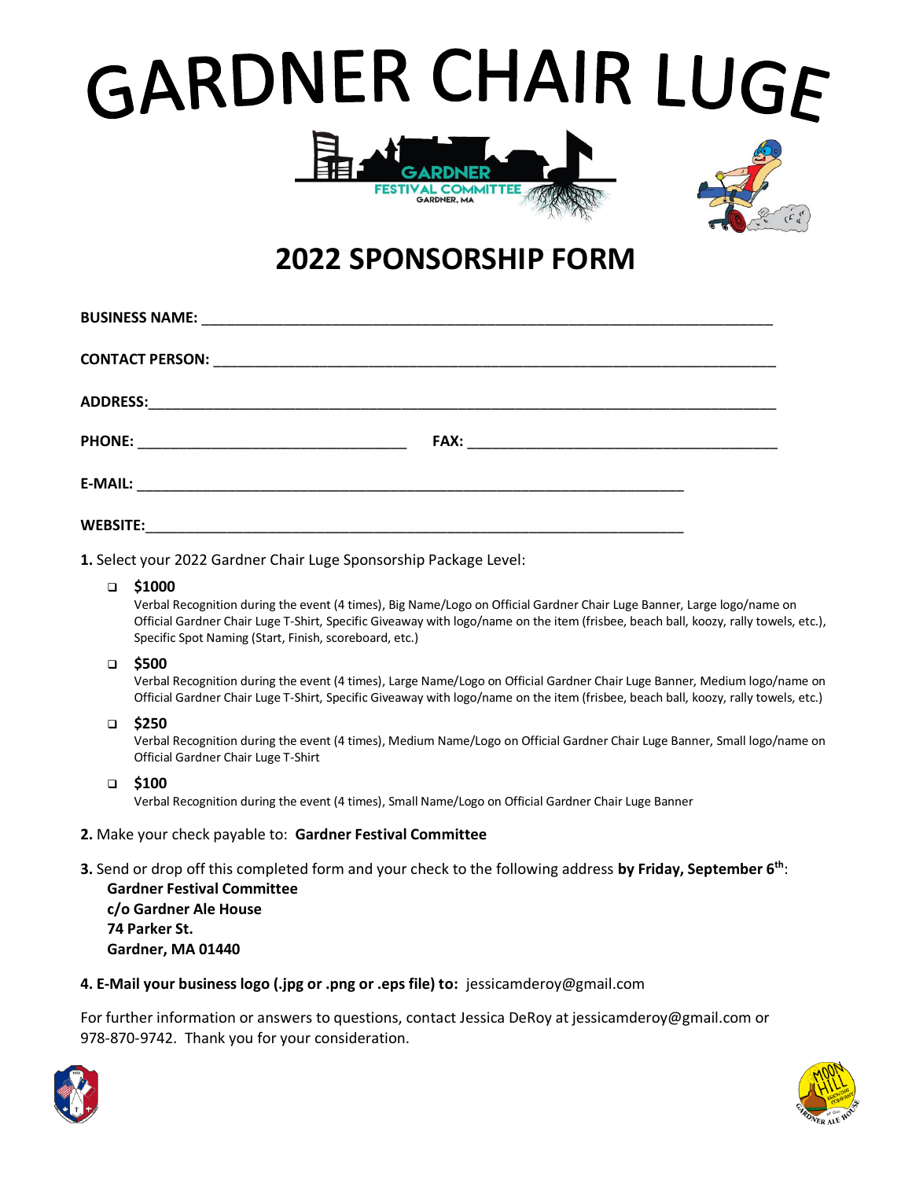# GARDNER CHAIR LUGE

GARDNER FESTIVAL COMMITTEE
GARDNER, MA

## 2022 SPONSORSHIP FORM

**BUSINESS NAME:** ___________________________________________________________________

**CONTACT PERSON:** _________________________________________________________________

**ADDRESS:**_______________________________________________________________________

**PHONE:** ______________________________ **FAX:** ___________________________________

**E-MAIL:** _____________________________________________________________

**WEBSITE:**_____________________________________________________________

**1.** Select your 2022 Gardner Chair Luge Sponsorship Package Level:

- ❑ **$1000**
  Verbal Recognition during the event (4 times), Big Name/Logo on Official Gardner Chair Luge Banner, Large logo/name on Official Gardner Chair Luge T-Shirt, Specific Giveaway with logo/name on the item (frisbee, beach ball, koozy, rally towels, etc.), Specific Spot Naming (Start, Finish, scoreboard, etc.)

- ❑ **$500**
  Verbal Recognition during the event (4 times), Large Name/Logo on Official Gardner Chair Luge Banner, Medium logo/name on Official Gardner Chair Luge T-Shirt, Specific Giveaway with logo/name on the item (frisbee, beach ball, koozy, rally towels, etc.)

- ❑ **$250**
  Verbal Recognition during the event (4 times), Medium Name/Logo on Official Gardner Chair Luge Banner, Small logo/name on Official Gardner Chair Luge T-Shirt

- ❑ **$100**
  Verbal Recognition during the event (4 times), Small Name/Logo on Official Gardner Chair Luge Banner

**2.** Make your check payable to: **Gardner Festival Committee**

**3.** Send or drop off this completed form and your check to the following address **by Friday, September 6th**:

**Gardner Festival Committee**
**c/o Gardner Ale House**
**74 Parker St.**
**Gardner, MA 01440**

**4. E-Mail your business logo (.jpg or .png or .eps file) to:** jessicamderoy@gmail.com

For further information or answers to questions, contact Jessica DeRoy at jessicamderoy@gmail.com or 978-870-9742. Thank you for your consideration.